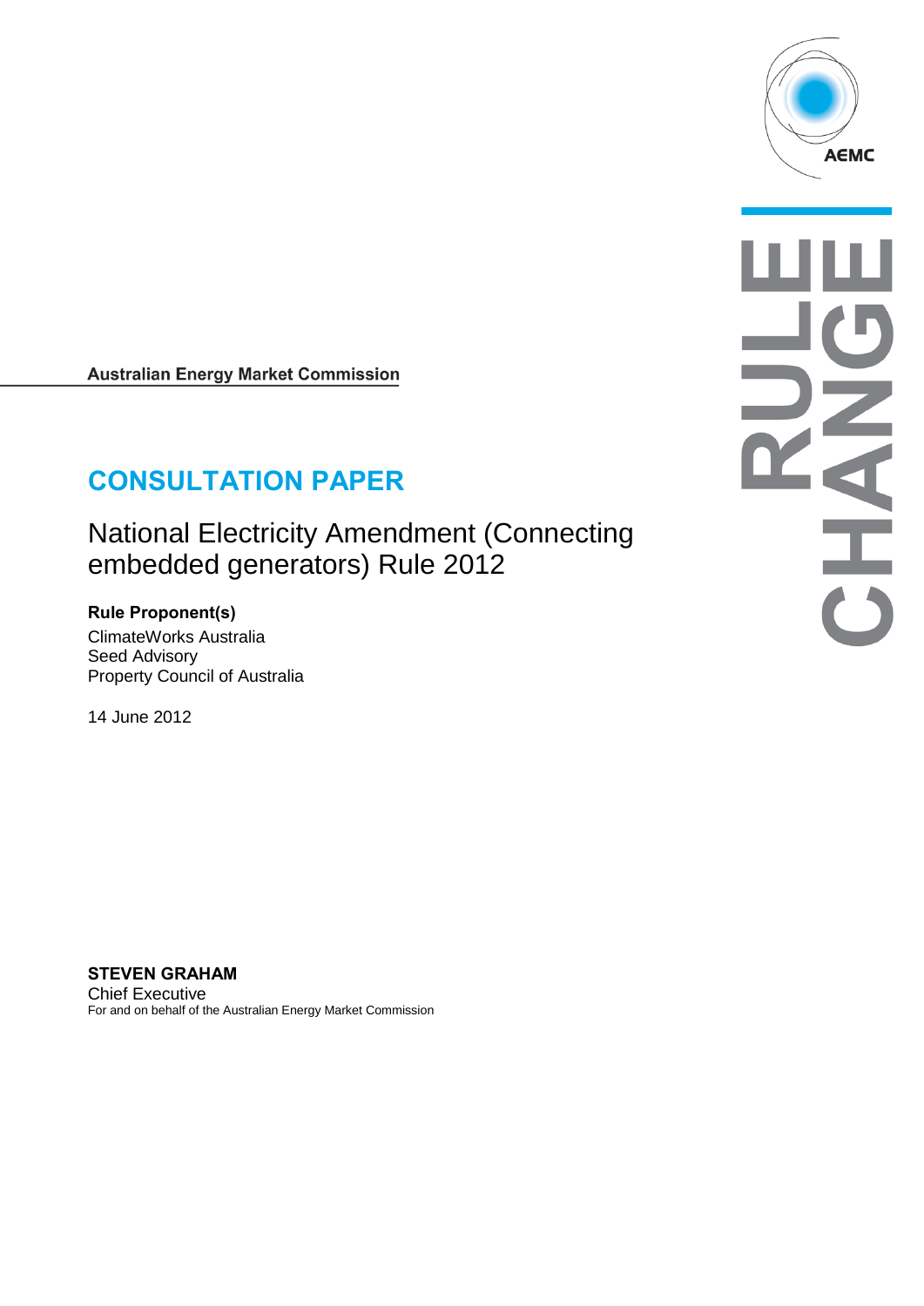Australian Energy Market Commission

# CONSULTATION PAPER

## National Electricity Amendment (Connecting embedded generators) Rule 2012

**Rule Proponent(s)**

ClimateWorks Australia
Seed Advisory
Property Council of Australia

14 June 2012

**STEVEN GRAHAM**
Chief Executive
For and on behalf of the Australian Energy Market Commission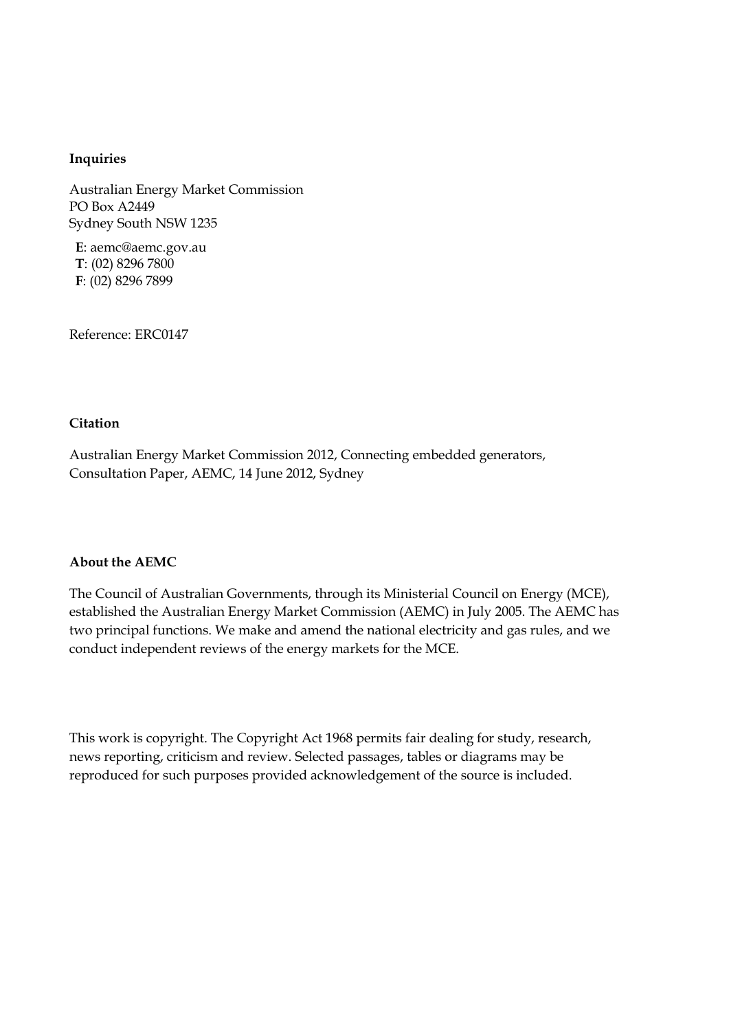**Inquiries**

Australian Energy Market Commission
PO Box A2449
Sydney South NSW 1235

**E**: aemc@aemc.gov.au
**T**: (02) 8296 7800
**F**: (02) 8296 7899

Reference: ERC0147

**Citation**

Australian Energy Market Commission 2012, Connecting embedded generators, Consultation Paper, AEMC, 14 June 2012, Sydney

**About the AEMC**

The Council of Australian Governments, through its Ministerial Council on Energy (MCE), established the Australian Energy Market Commission (AEMC) in July 2005. The AEMC has two principal functions. We make and amend the national electricity and gas rules, and we conduct independent reviews of the energy markets for the MCE.

This work is copyright. The Copyright Act 1968 permits fair dealing for study, research, news reporting, criticism and review. Selected passages, tables or diagrams may be reproduced for such purposes provided acknowledgement of the source is included.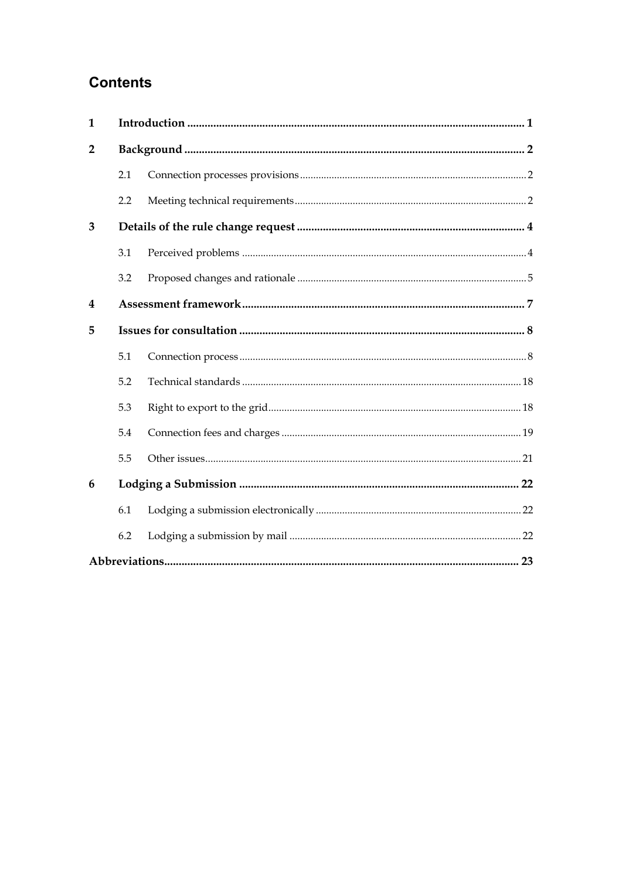# Contents

| | | |
|---|---|---|
| **1** | **Introduction** | **1** |
| **2** | **Background** | **2** |
| 2.1 | Connection processes provisions | 2 |
| 2.2 | Meeting technical requirements | 2 |
| **3** | **Details of the rule change request** | **4** |
| 3.1 | Perceived problems | 4 |
| 3.2 | Proposed changes and rationale | 5 |
| **4** | **Assessment framework** | **7** |
| **5** | **Issues for consultation** | **8** |
| 5.1 | Connection process | 8 |
| 5.2 | Technical standards | 18 |
| 5.3 | Right to export to the grid | 18 |
| 5.4 | Connection fees and charges | 19 |
| 5.5 | Other issues | 21 |
| **6** | **Lodging a Submission** | **22** |
| 6.1 | Lodging a submission electronically | 22 |
| 6.2 | Lodging a submission by mail | 22 |
| **Abbreviations** | | **23** |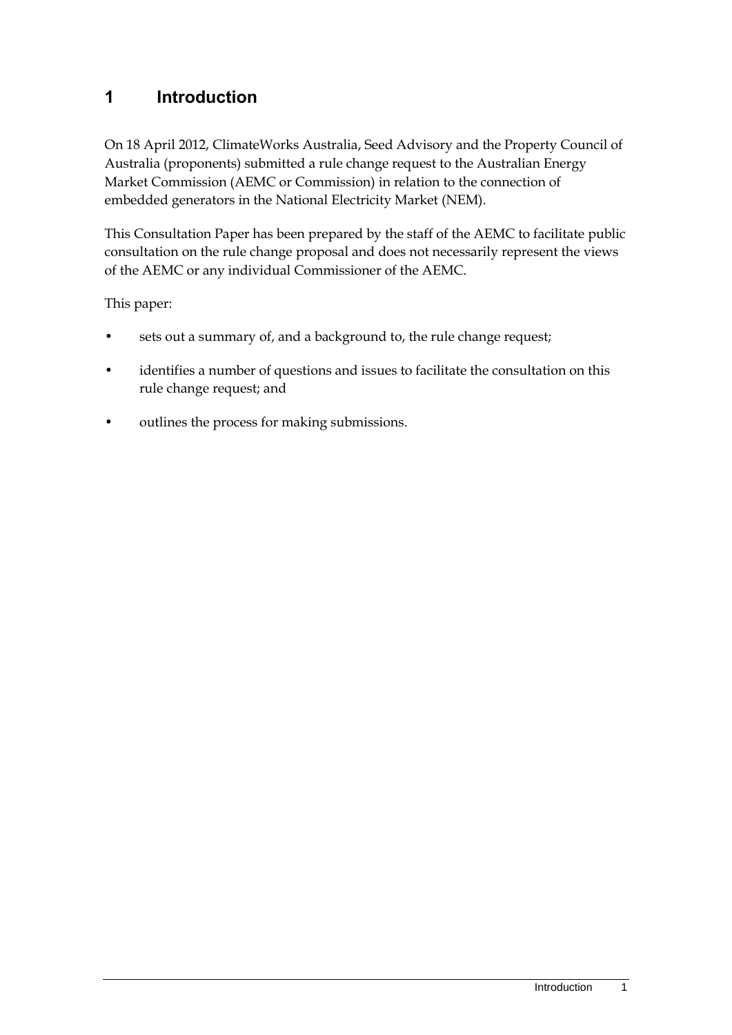# 1 Introduction

On 18 April 2012, ClimateWorks Australia, Seed Advisory and the Property Council of Australia (proponents) submitted a rule change request to the Australian Energy Market Commission (AEMC or Commission) in relation to the connection of embedded generators in the National Electricity Market (NEM).

This Consultation Paper has been prepared by the staff of the AEMC to facilitate public consultation on the rule change proposal and does not necessarily represent the views of the AEMC or any individual Commissioner of the AEMC.

This paper:

- sets out a summary of, and a background to, the rule change request;
- identifies a number of questions and issues to facilitate the consultation on this rule change request; and
- outlines the process for making submissions.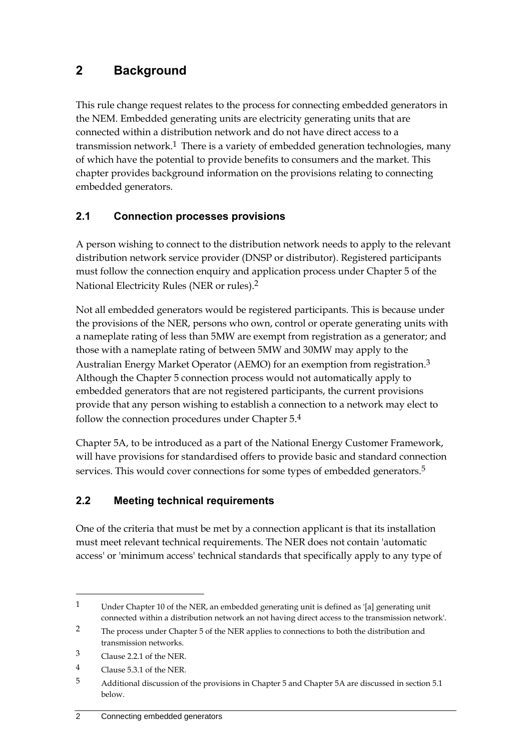# 2 Background

This rule change request relates to the process for connecting embedded generators in the NEM. Embedded generating units are electricity generating units that are connected within a distribution network and do not have direct access to a transmission network.[1] There is a variety of embedded generation technologies, many of which have the potential to provide benefits to consumers and the market. This chapter provides background information on the provisions relating to connecting embedded generators.

## 2.1 Connection processes provisions

A person wishing to connect to the distribution network needs to apply to the relevant distribution network service provider (DNSP or distributor). Registered participants must follow the connection enquiry and application process under Chapter 5 of the National Electricity Rules (NER or rules).[2]

Not all embedded generators would be registered participants. This is because under the provisions of the NER, persons who own, control or operate generating units with a nameplate rating of less than 5MW are exempt from registration as a generator; and those with a nameplate rating of between 5MW and 30MW may apply to the Australian Energy Market Operator (AEMO) for an exemption from registration.[3] Although the Chapter 5 connection process would not automatically apply to embedded generators that are not registered participants, the current provisions provide that any person wishing to establish a connection to a network may elect to follow the connection procedures under Chapter 5.[4]

Chapter 5A, to be introduced as a part of the National Energy Customer Framework, will have provisions for standardised offers to provide basic and standard connection services. This would cover connections for some types of embedded generators.[5]

## 2.2 Meeting technical requirements

One of the criteria that must be met by a connection applicant is that its installation must meet relevant technical requirements. The NER does not contain 'automatic access' or 'minimum access' technical standards that specifically apply to any type of

---

1 Under Chapter 10 of the NER, an embedded generating unit is defined as '[a] generating unit connected within a distribution network an not having direct access to the transmission network'.

2 The process under Chapter 5 of the NER applies to connections to both the distribution and transmission networks.

3 Clause 2.2.1 of the NER.

4 Clause 5.3.1 of the NER.

5 Additional discussion of the provisions in Chapter 5 and Chapter 5A are discussed in section 5.1 below.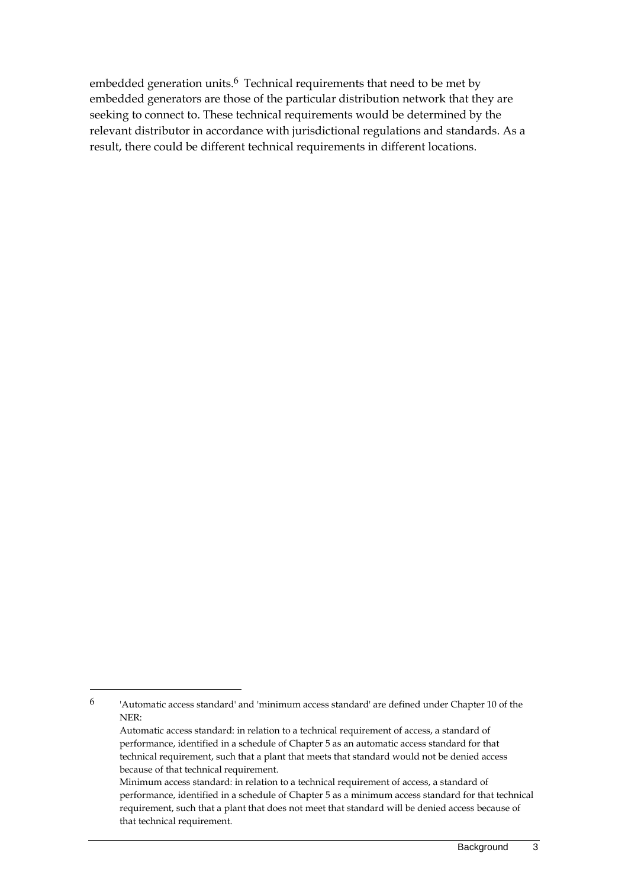embedded generation units.[6] Technical requirements that need to be met by embedded generators are those of the particular distribution network that they are seeking to connect to. These technical requirements would be determined by the relevant distributor in accordance with jurisdictional regulations and standards. As a result, there could be different technical requirements in different locations.

---

[6] 'Automatic access standard' and 'minimum access standard' are defined under Chapter 10 of the NER:

Automatic access standard: in relation to a technical requirement of access, a standard of performance, identified in a schedule of Chapter 5 as an automatic access standard for that technical requirement, such that a plant that meets that standard would not be denied access because of that technical requirement.

Minimum access standard: in relation to a technical requirement of access, a standard of performance, identified in a schedule of Chapter 5 as a minimum access standard for that technical requirement, such that a plant that does not meet that standard will be denied access because of that technical requirement.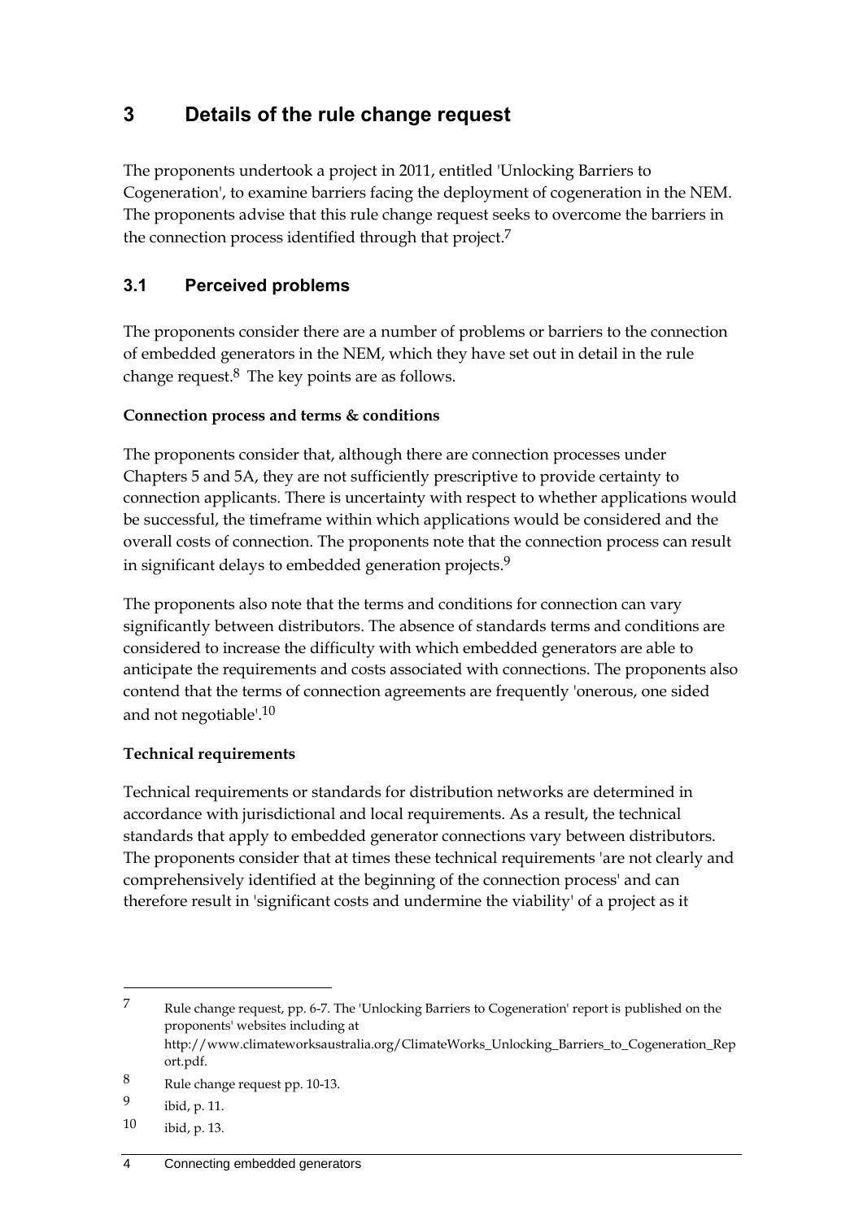# 3 Details of the rule change request

The proponents undertook a project in 2011, entitled 'Unlocking Barriers to Cogeneration', to examine barriers facing the deployment of cogeneration in the NEM. The proponents advise that this rule change request seeks to overcome the barriers in the connection process identified through that project.[7]

## 3.1 Perceived problems

The proponents consider there are a number of problems or barriers to the connection of embedded generators in the NEM, which they have set out in detail in the rule change request.[8] The key points are as follows.

**Connection process and terms & conditions**

The proponents consider that, although there are connection processes under Chapters 5 and 5A, they are not sufficiently prescriptive to provide certainty to connection applicants. There is uncertainty with respect to whether applications would be successful, the timeframe within which applications would be considered and the overall costs of connection. The proponents note that the connection process can result in significant delays to embedded generation projects.[9]

The proponents also note that the terms and conditions for connection can vary significantly between distributors. The absence of standards terms and conditions are considered to increase the difficulty with which embedded generators are able to anticipate the requirements and costs associated with connections. The proponents also contend that the terms of connection agreements are frequently 'onerous, one sided and not negotiable'.[10]

**Technical requirements**

Technical requirements or standards for distribution networks are determined in accordance with jurisdictional and local requirements. As a result, the technical standards that apply to embedded generator connections vary between distributors. The proponents consider that at times these technical requirements 'are not clearly and comprehensively identified at the beginning of the connection process' and can therefore result in 'significant costs and undermine the viability' of a project as it

---

7 Rule change request, pp. 6-7. The 'Unlocking Barriers to Cogeneration' report is published on the proponents' websites including at http://www.climateworksaustralia.org/ClimateWorks_Unlocking_Barriers_to_Cogeneration_Report.pdf.

8 Rule change request pp. 10-13.

9 ibid, p. 11.

10 ibid, p. 13.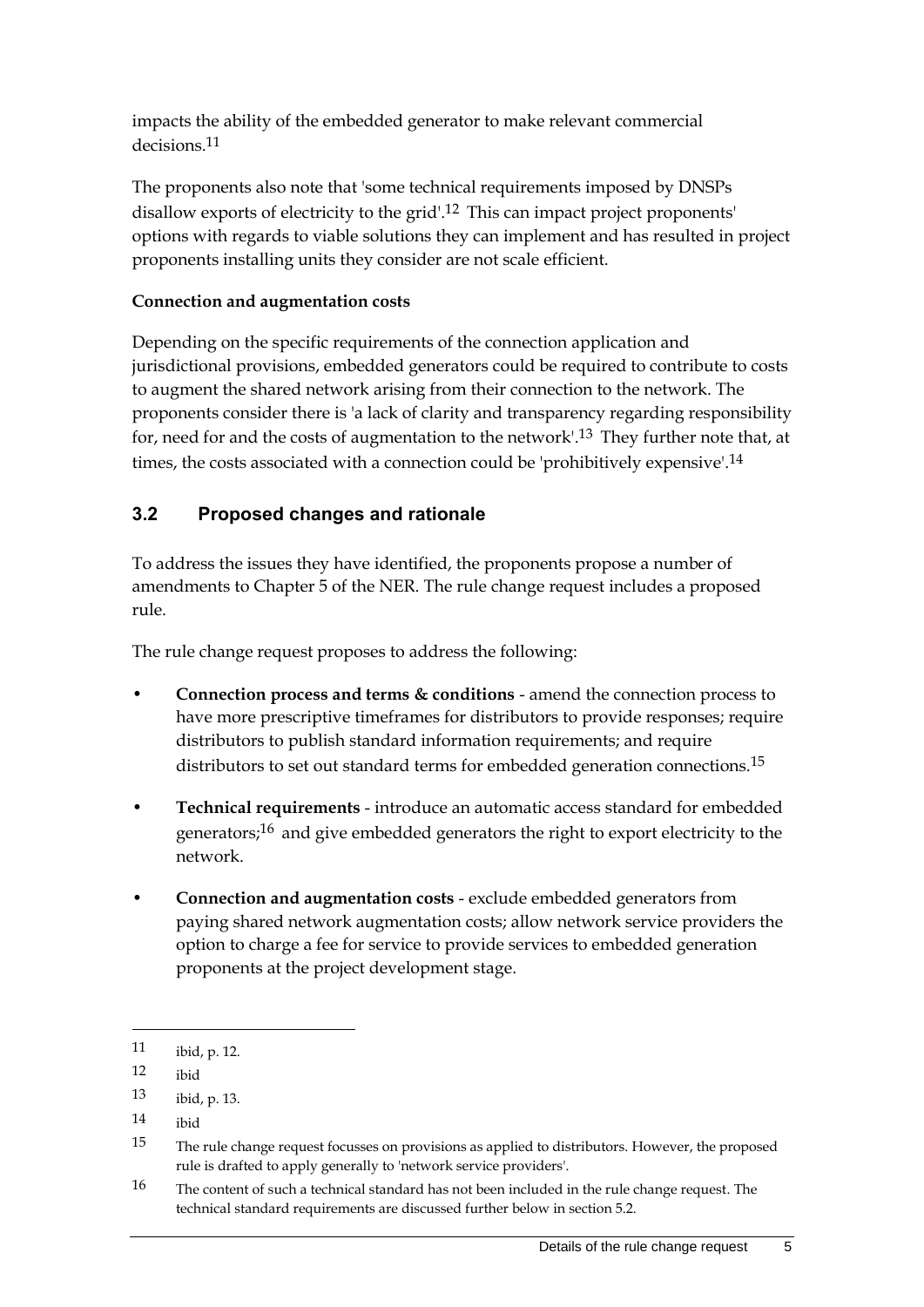impacts the ability of the embedded generator to make relevant commercial decisions.[11]

The proponents also note that 'some technical requirements imposed by DNSPs disallow exports of electricity to the grid'.[12] This can impact project proponents' options with regards to viable solutions they can implement and has resulted in project proponents installing units they consider are not scale efficient.

**Connection and augmentation costs**

Depending on the specific requirements of the connection application and jurisdictional provisions, embedded generators could be required to contribute to costs to augment the shared network arising from their connection to the network. The proponents consider there is 'a lack of clarity and transparency regarding responsibility for, need for and the costs of augmentation to the network'.[13] They further note that, at times, the costs associated with a connection could be 'prohibitively expensive'.[14]

## 3.2 Proposed changes and rationale

To address the issues they have identified, the proponents propose a number of amendments to Chapter 5 of the NER. The rule change request includes a proposed rule.

The rule change request proposes to address the following:

- **Connection process and terms & conditions** - amend the connection process to have more prescriptive timeframes for distributors to provide responses; require distributors to publish standard information requirements; and require distributors to set out standard terms for embedded generation connections.[15]
- **Technical requirements** - introduce an automatic access standard for embedded generators;[16] and give embedded generators the right to export electricity to the network.
- **Connection and augmentation costs** - exclude embedded generators from paying shared network augmentation costs; allow network service providers the option to charge a fee for service to provide services to embedded generation proponents at the project development stage.

---

11 ibid, p. 12.

12 ibid

13 ibid, p. 13.

14 ibid

15 The rule change request focusses on provisions as applied to distributors. However, the proposed rule is drafted to apply generally to 'network service providers'.

16 The content of such a technical standard has not been included in the rule change request. The technical standard requirements are discussed further below in section 5.2.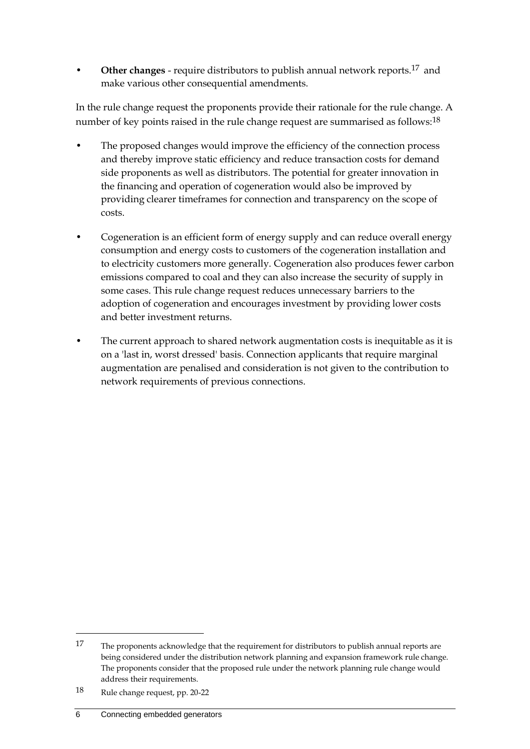- **Other changes** - require distributors to publish annual network reports.[17] and make various other consequential amendments.

In the rule change request the proponents provide their rationale for the rule change. A number of key points raised in the rule change request are summarised as follows:[18]

- The proposed changes would improve the efficiency of the connection process and thereby improve static efficiency and reduce transaction costs for demand side proponents as well as distributors. The potential for greater innovation in the financing and operation of cogeneration would also be improved by providing clearer timeframes for connection and transparency on the scope of costs.
- Cogeneration is an efficient form of energy supply and can reduce overall energy consumption and energy costs to customers of the cogeneration installation and to electricity customers more generally. Cogeneration also produces fewer carbon emissions compared to coal and they can also increase the security of supply in some cases. This rule change request reduces unnecessary barriers to the adoption of cogeneration and encourages investment by providing lower costs and better investment returns.
- The current approach to shared network augmentation costs is inequitable as it is on a 'last in, worst dressed' basis. Connection applicants that require marginal augmentation are penalised and consideration is not given to the contribution to network requirements of previous connections.

---

[17] The proponents acknowledge that the requirement for distributors to publish annual reports are being considered under the distribution network planning and expansion framework rule change. The proponents consider that the proposed rule under the network planning rule change would address their requirements.

[18] Rule change request, pp. 20-22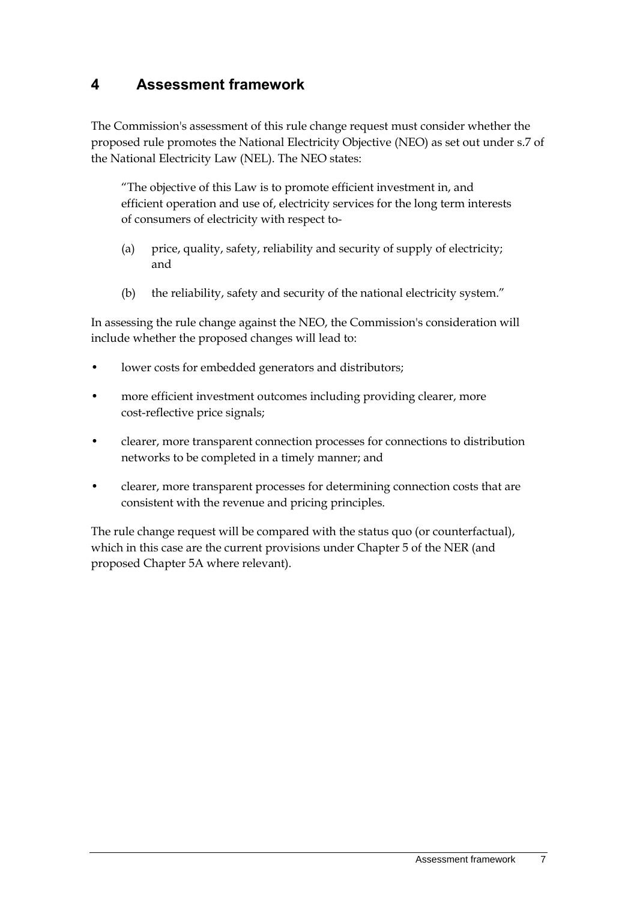# 4 Assessment framework

The Commission's assessment of this rule change request must consider whether the proposed rule promotes the National Electricity Objective (NEO) as set out under s.7 of the National Electricity Law (NEL). The NEO states:

> "The objective of this Law is to promote efficient investment in, and efficient operation and use of, electricity services for the long term interests of consumers of electricity with respect to-
>
> (a) price, quality, safety, reliability and security of supply of electricity; and
>
> (b) the reliability, safety and security of the national electricity system."

In assessing the rule change against the NEO, the Commission's consideration will include whether the proposed changes will lead to:

- lower costs for embedded generators and distributors;
- more efficient investment outcomes including providing clearer, more cost-reflective price signals;
- clearer, more transparent connection processes for connections to distribution networks to be completed in a timely manner; and
- clearer, more transparent processes for determining connection costs that are consistent with the revenue and pricing principles.

The rule change request will be compared with the status quo (or counterfactual), which in this case are the current provisions under Chapter 5 of the NER (and proposed Chapter 5A where relevant).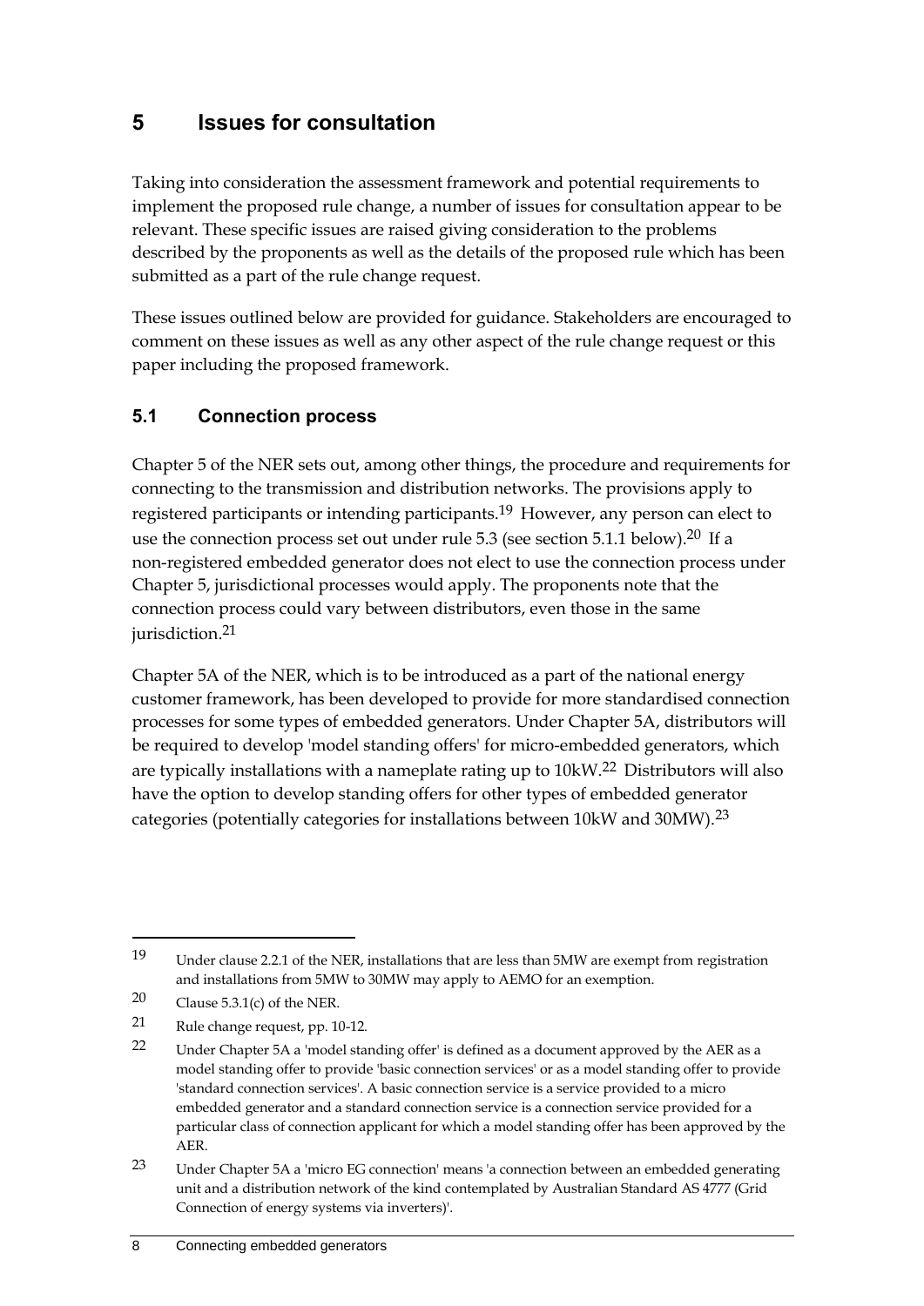# 5 Issues for consultation

Taking into consideration the assessment framework and potential requirements to implement the proposed rule change, a number of issues for consultation appear to be relevant. These specific issues are raised giving consideration to the problems described by the proponents as well as the details of the proposed rule which has been submitted as a part of the rule change request.

These issues outlined below are provided for guidance. Stakeholders are encouraged to comment on these issues as well as any other aspect of the rule change request or this paper including the proposed framework.

## 5.1 Connection process

Chapter 5 of the NER sets out, among other things, the procedure and requirements for connecting to the transmission and distribution networks. The provisions apply to registered participants or intending participants.[19] However, any person can elect to use the connection process set out under rule 5.3 (see section 5.1.1 below).[20] If a non-registered embedded generator does not elect to use the connection process under Chapter 5, jurisdictional processes would apply. The proponents note that the connection process could vary between distributors, even those in the same jurisdiction.[21]

Chapter 5A of the NER, which is to be introduced as a part of the national energy customer framework, has been developed to provide for more standardised connection processes for some types of embedded generators. Under Chapter 5A, distributors will be required to develop 'model standing offers' for micro-embedded generators, which are typically installations with a nameplate rating up to 10kW.[22] Distributors will also have the option to develop standing offers for other types of embedded generator categories (potentially categories for installations between 10kW and 30MW).[23]

---

19 Under clause 2.2.1 of the NER, installations that are less than 5MW are exempt from registration and installations from 5MW to 30MW may apply to AEMO for an exemption.

20 Clause 5.3.1(c) of the NER.

21 Rule change request, pp. 10-12.

22 Under Chapter 5A a 'model standing offer' is defined as a document approved by the AER as a model standing offer to provide 'basic connection services' or as a model standing offer to provide 'standard connection services'. A basic connection service is a service provided to a micro embedded generator and a standard connection service is a connection service provided for a particular class of connection applicant for which a model standing offer has been approved by the AER.

23 Under Chapter 5A a 'micro EG connection' means 'a connection between an embedded generating unit and a distribution network of the kind contemplated by Australian Standard AS 4777 (Grid Connection of energy systems via inverters)'.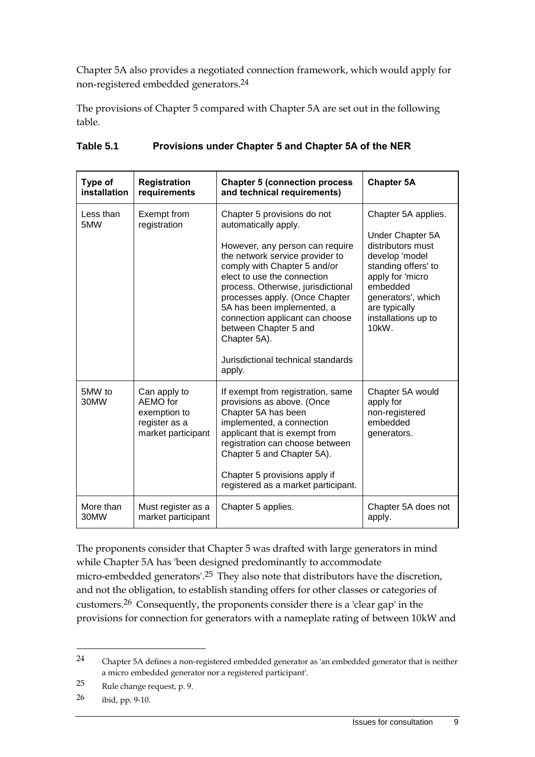Chapter 5A also provides a negotiated connection framework, which would apply for non-registered embedded generators.[24]

The provisions of Chapter 5 compared with Chapter 5A are set out in the following table.

**Table 5.1 Provisions under Chapter 5 and Chapter 5A of the NER**

| Type of installation | Registration requirements | Chapter 5 (connection process and technical requirements) | Chapter 5A |
|---|---|---|---|
| Less than 5MW | Exempt from registration | Chapter 5 provisions do not automatically apply.<br><br>However, any person can require the network service provider to comply with Chapter 5 and/or elect to use the connection process. Otherwise, jurisdictional processes apply. (Once Chapter 5A has been implemented, a connection applicant can choose between Chapter 5 and Chapter 5A).<br><br>Jurisdictional technical standards apply. | Chapter 5A applies.<br><br>Under Chapter 5A distributors must develop 'model standing offers' to apply for 'micro embedded generators', which are typically installations up to 10kW. |
| 5MW to 30MW | Can apply to AEMO for exemption to register as a market participant | If exempt from registration, same provisions as above. (Once Chapter 5A has been implemented, a connection applicant that is exempt from registration can choose between Chapter 5 and Chapter 5A).<br><br>Chapter 5 provisions apply if registered as a market participant. | Chapter 5A would apply for non-registered embedded generators. |
| More than 30MW | Must register as a market participant | Chapter 5 applies. | Chapter 5A does not apply. |

The proponents consider that Chapter 5 was drafted with large generators in mind while Chapter 5A has 'been designed predominantly to accommodate micro-embedded generators'.[25] They also note that distributors have the discretion, and not the obligation, to establish standing offers for other classes or categories of customers.[26] Consequently, the proponents consider there is a 'clear gap' in the provisions for connection for generators with a nameplate rating of between 10kW and

---

[24] Chapter 5A defines a non-registered embedded generator as 'an embedded generator that is neither a micro embedded generator nor a registered participant'.

[25] Rule change request, p. 9.

[26] ibid, pp. 9-10.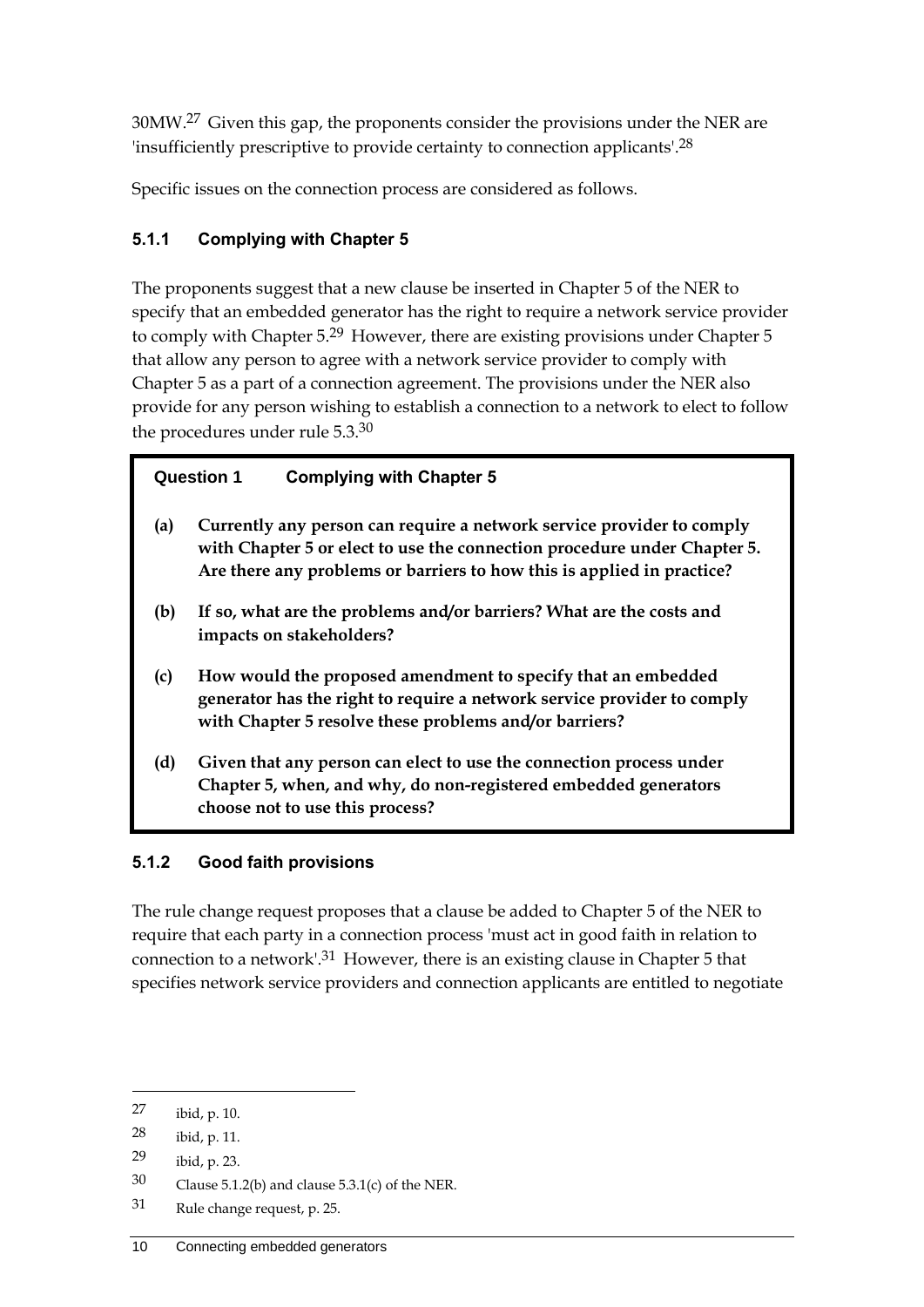30MW.[27] Given this gap, the proponents consider the provisions under the NER are 'insufficiently prescriptive to provide certainty to connection applicants'.[28]

Specific issues on the connection process are considered as follows.

### 5.1.1 Complying with Chapter 5

The proponents suggest that a new clause be inserted in Chapter 5 of the NER to specify that an embedded generator has the right to require a network service provider to comply with Chapter 5.[29] However, there are existing provisions under Chapter 5 that allow any person to agree with a network service provider to comply with Chapter 5 as a part of a connection agreement. The provisions under the NER also provide for any person wishing to establish a connection to a network to elect to follow the procedures under rule 5.3.[30]

> **Question 1 Complying with Chapter 5**
>
> **(a) Currently any person can require a network service provider to comply with Chapter 5 or elect to use the connection procedure under Chapter 5. Are there any problems or barriers to how this is applied in practice?**
>
> **(b) If so, what are the problems and/or barriers? What are the costs and impacts on stakeholders?**
>
> **(c) How would the proposed amendment to specify that an embedded generator has the right to require a network service provider to comply with Chapter 5 resolve these problems and/or barriers?**
>
> **(d) Given that any person can elect to use the connection process under Chapter 5, when, and why, do non-registered embedded generators choose not to use this process?**

### 5.1.2 Good faith provisions

The rule change request proposes that a clause be added to Chapter 5 of the NER to require that each party in a connection process 'must act in good faith in relation to connection to a network'.[31] However, there is an existing clause in Chapter 5 that specifies network service providers and connection applicants are entitled to negotiate

---

[27] ibid, p. 10.

[28] ibid, p. 11.

[29] ibid, p. 23.

[30] Clause 5.1.2(b) and clause 5.3.1(c) of the NER.

[31] Rule change request, p. 25.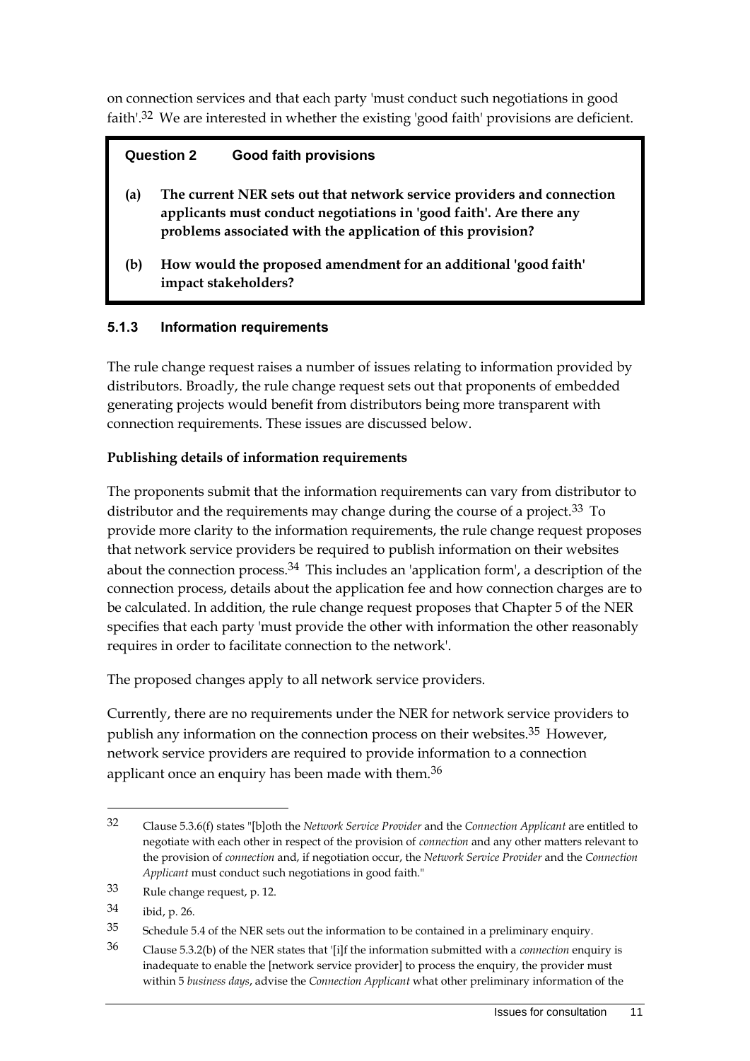on connection services and that each party 'must conduct such negotiations in good faith'.[32] We are interested in whether the existing 'good faith' provisions are deficient.

> **Question 2 Good faith provisions**
>
> **(a) The current NER sets out that network service providers and connection applicants must conduct negotiations in 'good faith'. Are there any problems associated with the application of this provision?**
>
> **(b) How would the proposed amendment for an additional 'good faith' impact stakeholders?**

### 5.1.3 Information requirements

The rule change request raises a number of issues relating to information provided by distributors. Broadly, the rule change request sets out that proponents of embedded generating projects would benefit from distributors being more transparent with connection requirements. These issues are discussed below.

**Publishing details of information requirements**

The proponents submit that the information requirements can vary from distributor to distributor and the requirements may change during the course of a project.[33] To provide more clarity to the information requirements, the rule change request proposes that network service providers be required to publish information on their websites about the connection process.[34] This includes an 'application form', a description of the connection process, details about the application fee and how connection charges are to be calculated. In addition, the rule change request proposes that Chapter 5 of the NER specifies that each party 'must provide the other with information the other reasonably requires in order to facilitate connection to the network'.

The proposed changes apply to all network service providers.

Currently, there are no requirements under the NER for network service providers to publish any information on the connection process on their websites.[35] However, network service providers are required to provide information to a connection applicant once an enquiry has been made with them.[36]

---

[32] Clause 5.3.6(f) states "[b]oth the *Network Service Provider* and the *Connection Applicant* are entitled to negotiate with each other in respect of the provision of *connection* and any other matters relevant to the provision of *connection* and, if negotiation occur, the *Network Service Provider* and the *Connection Applicant* must conduct such negotiations in good faith."

[33] Rule change request, p. 12.

[34] ibid, p. 26.

[35] Schedule 5.4 of the NER sets out the information to be contained in a preliminary enquiry.

[36] Clause 5.3.2(b) of the NER states that '[i]f the information submitted with a *connection* enquiry is inadequate to enable the [network service provider] to process the enquiry, the provider must within 5 *business days*, advise the *Connection Applicant* what other preliminary information of the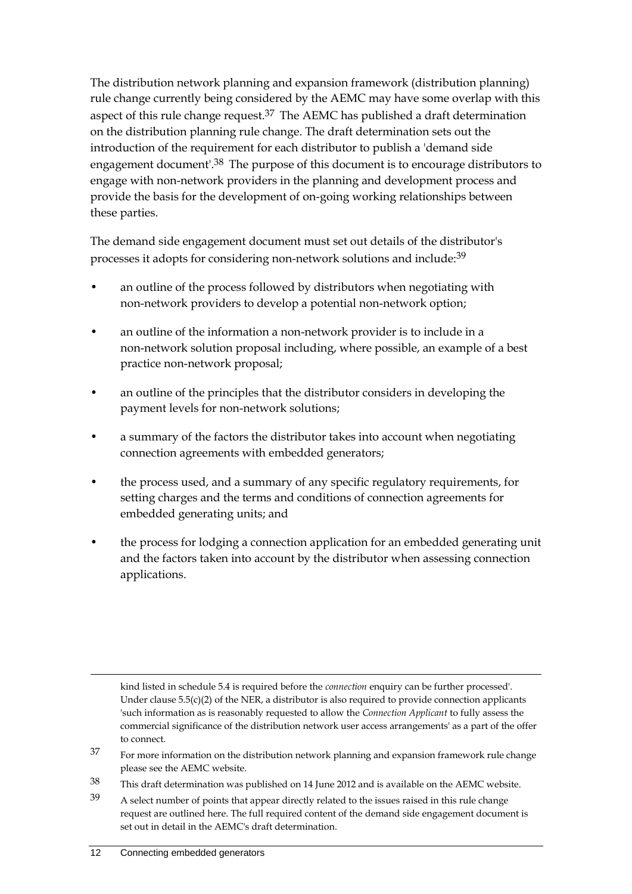The distribution network planning and expansion framework (distribution planning) rule change currently being considered by the AEMC may have some overlap with this aspect of this rule change request.[37] The AEMC has published a draft determination on the distribution planning rule change. The draft determination sets out the introduction of the requirement for each distributor to publish a 'demand side engagement document'.[38] The purpose of this document is to encourage distributors to engage with non-network providers in the planning and development process and provide the basis for the development of on-going working relationships between these parties.

The demand side engagement document must set out details of the distributor's processes it adopts for considering non-network solutions and include:[39]

- an outline of the process followed by distributors when negotiating with non-network providers to develop a potential non-network option;
- an outline of the information a non-network provider is to include in a non-network solution proposal including, where possible, an example of a best practice non-network proposal;
- an outline of the principles that the distributor considers in developing the payment levels for non-network solutions;
- a summary of the factors the distributor takes into account when negotiating connection agreements with embedded generators;
- the process used, and a summary of any specific regulatory requirements, for setting charges and the terms and conditions of connection agreements for embedded generating units; and
- the process for lodging a connection application for an embedded generating unit and the factors taken into account by the distributor when assessing connection applications.

---

kind listed in schedule 5.4 is required before the *connection* enquiry can be further processed'. Under clause 5.5(c)(2) of the NER, a distributor is also required to provide connection applicants 'such information as is reasonably requested to allow the *Connection Applicant* to fully assess the commercial significance of the distribution network user access arrangements' as a part of the offer to connect.

37 For more information on the distribution network planning and expansion framework rule change please see the AEMC website.

38 This draft determination was published on 14 June 2012 and is available on the AEMC website.

39 A select number of points that appear directly related to the issues raised in this rule change request are outlined here. The full required content of the demand side engagement document is set out in detail in the AEMC's draft determination.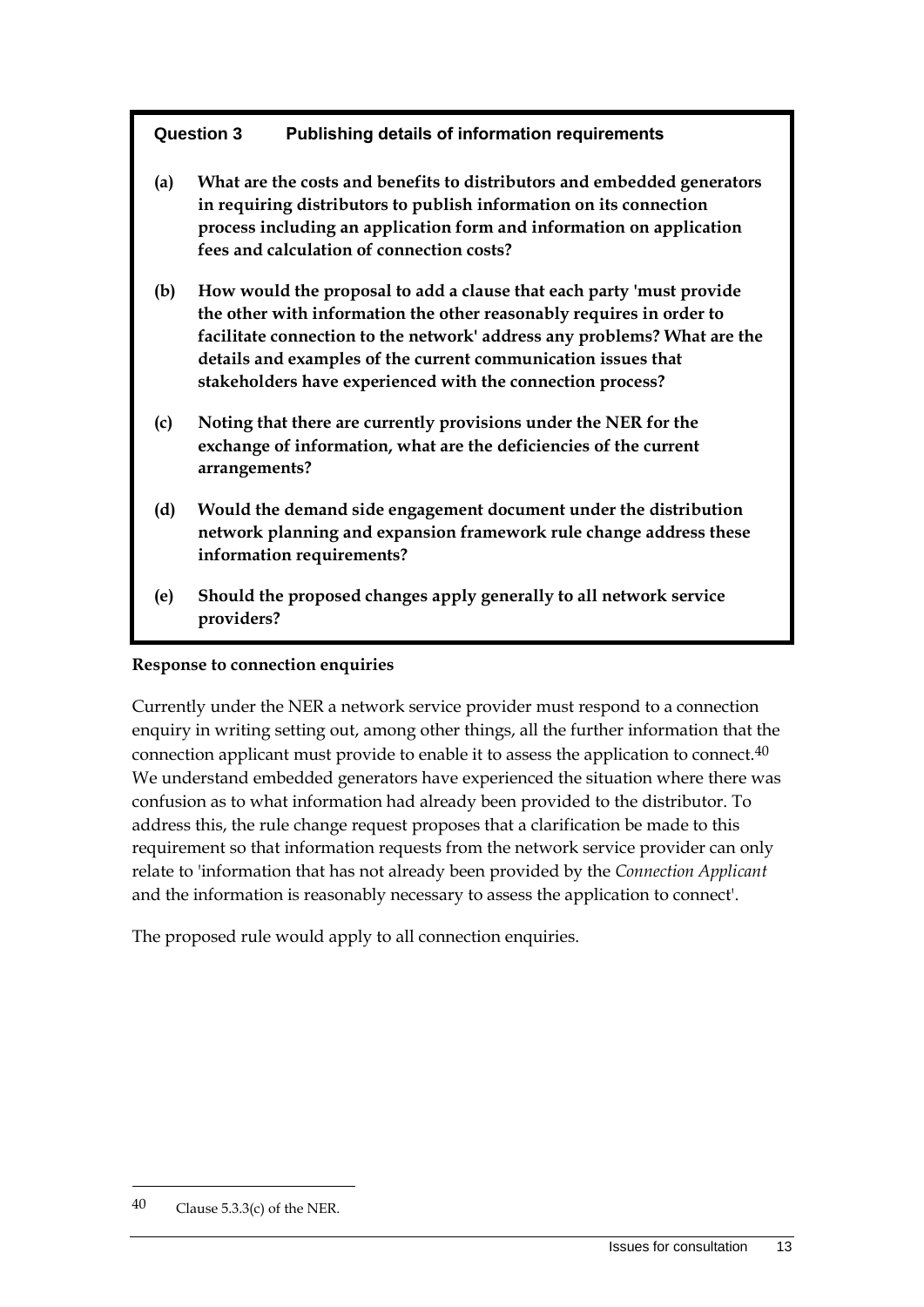**Question 3 Publishing details of information requirements**

**(a) What are the costs and benefits to distributors and embedded generators in requiring distributors to publish information on its connection process including an application form and information on application fees and calculation of connection costs?**

**(b) How would the proposal to add a clause that each party 'must provide the other with information the other reasonably requires in order to facilitate connection to the network' address any problems? What are the details and examples of the current communication issues that stakeholders have experienced with the connection process?**

**(c) Noting that there are currently provisions under the NER for the exchange of information, what are the deficiencies of the current arrangements?**

**(d) Would the demand side engagement document under the distribution network planning and expansion framework rule change address these information requirements?**

**(e) Should the proposed changes apply generally to all network service providers?**

**Response to connection enquiries**

Currently under the NER a network service provider must respond to a connection enquiry in writing setting out, among other things, all the further information that the connection applicant must provide to enable it to assess the application to connect.[40] We understand embedded generators have experienced the situation where there was confusion as to what information had already been provided to the distributor. To address this, the rule change request proposes that a clarification be made to this requirement so that information requests from the network service provider can only relate to 'information that has not already been provided by the *Connection Applicant* and the information is reasonably necessary to assess the application to connect'.

The proposed rule would apply to all connection enquiries.

---

40 Clause 5.3.3(c) of the NER.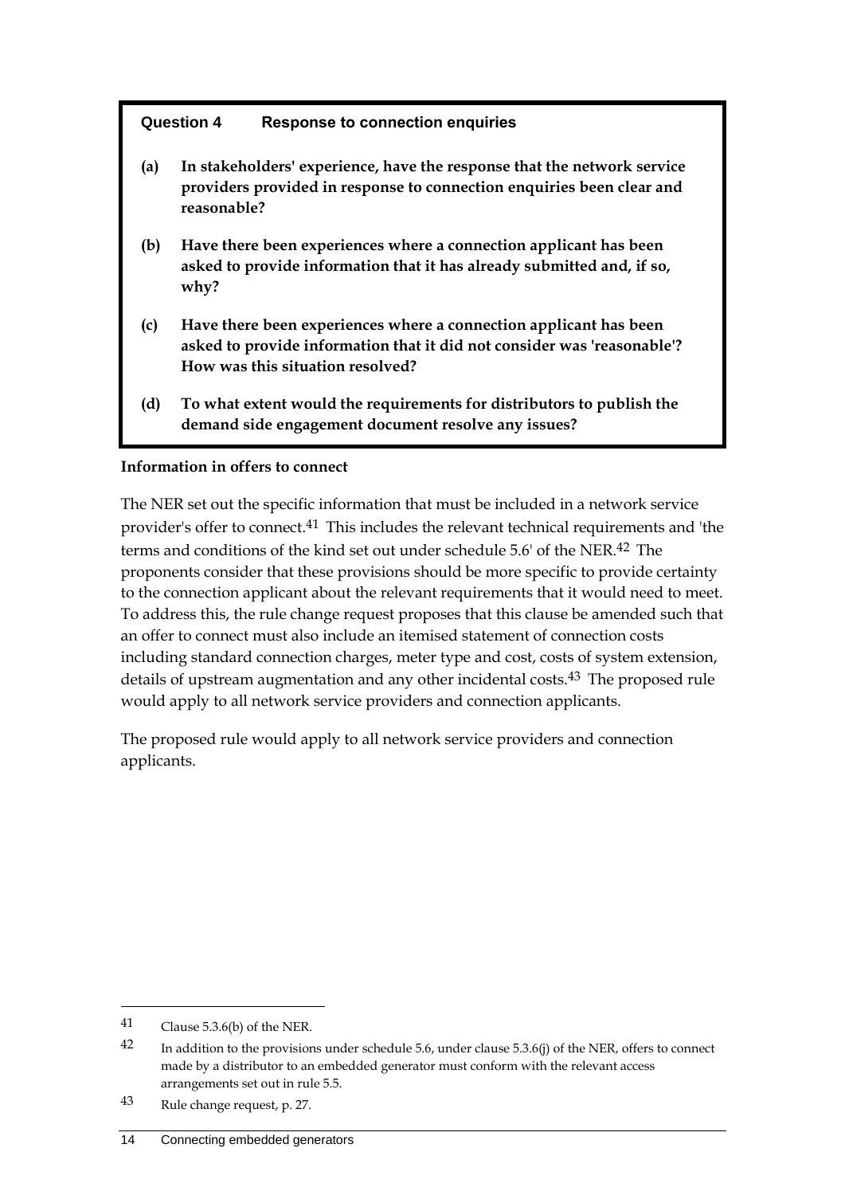**Question 4 Response to connection enquiries**

**(a) In stakeholders' experience, have the response that the network service providers provided in response to connection enquiries been clear and reasonable?**

**(b) Have there been experiences where a connection applicant has been asked to provide information that it has already submitted and, if so, why?**

**(c) Have there been experiences where a connection applicant has been asked to provide information that it did not consider was 'reasonable'? How was this situation resolved?**

**(d) To what extent would the requirements for distributors to publish the demand side engagement document resolve any issues?**

**Information in offers to connect**

The NER set out the specific information that must be included in a network service provider's offer to connect.[41] This includes the relevant technical requirements and 'the terms and conditions of the kind set out under schedule 5.6' of the NER.[42] The proponents consider that these provisions should be more specific to provide certainty to the connection applicant about the relevant requirements that it would need to meet. To address this, the rule change request proposes that this clause be amended such that an offer to connect must also include an itemised statement of connection costs including standard connection charges, meter type and cost, costs of system extension, details of upstream augmentation and any other incidental costs.[43] The proposed rule would apply to all network service providers and connection applicants.

The proposed rule would apply to all network service providers and connection applicants.

---

[41] Clause 5.3.6(b) of the NER.

[42] In addition to the provisions under schedule 5.6, under clause 5.3.6(j) of the NER, offers to connect made by a distributor to an embedded generator must conform with the relevant access arrangements set out in rule 5.5.

[43] Rule change request, p. 27.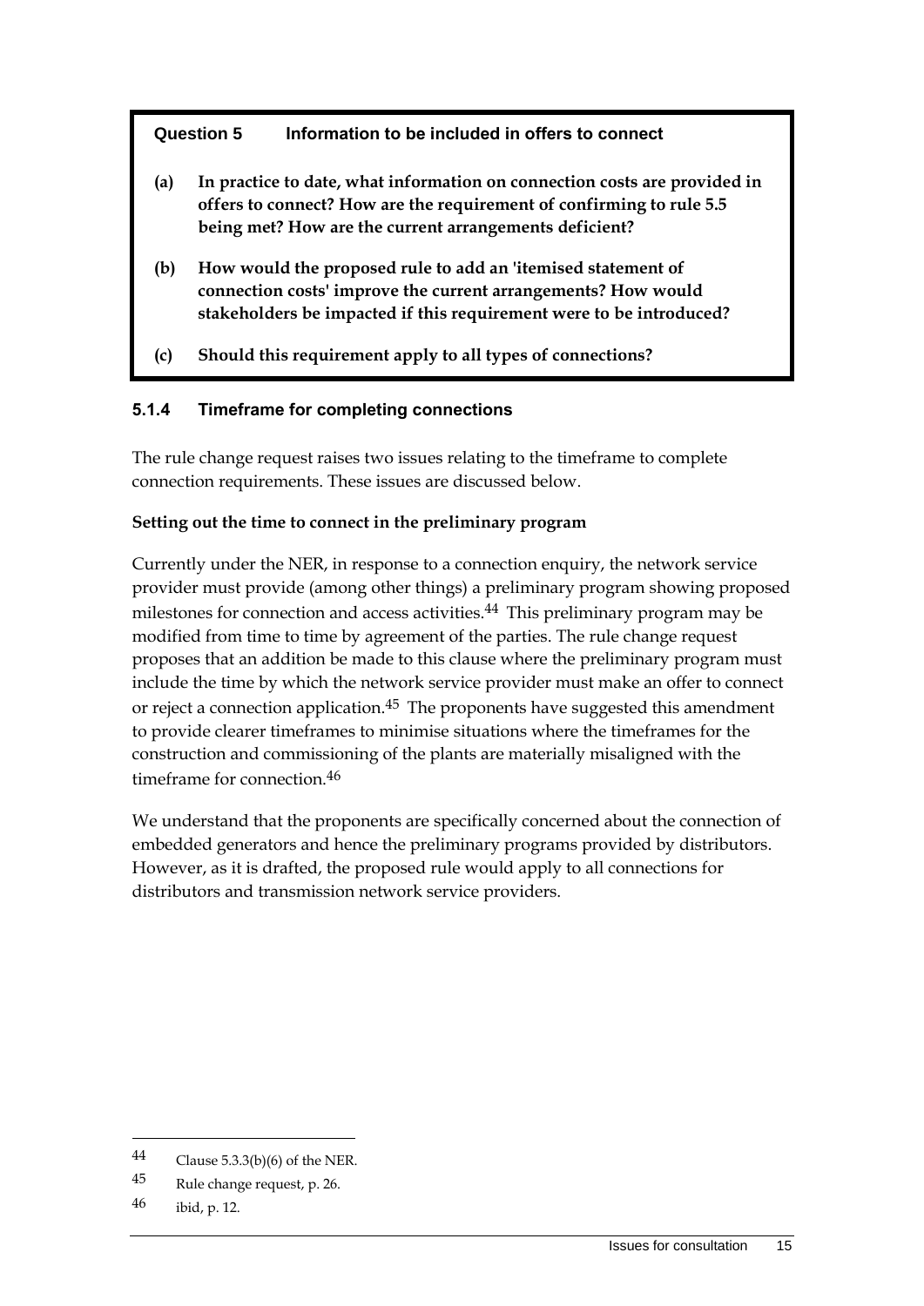**Question 5 Information to be included in offers to connect**

**(a) In practice to date, what information on connection costs are provided in offers to connect? How are the requirement of confirming to rule 5.5 being met? How are the current arrangements deficient?**

**(b) How would the proposed rule to add an 'itemised statement of connection costs' improve the current arrangements? How would stakeholders be impacted if this requirement were to be introduced?**

**(c) Should this requirement apply to all types of connections?**

### 5.1.4 Timeframe for completing connections

The rule change request raises two issues relating to the timeframe to complete connection requirements. These issues are discussed below.

**Setting out the time to connect in the preliminary program**

Currently under the NER, in response to a connection enquiry, the network service provider must provide (among other things) a preliminary program showing proposed milestones for connection and access activities.[44] This preliminary program may be modified from time to time by agreement of the parties. The rule change request proposes that an addition be made to this clause where the preliminary program must include the time by which the network service provider must make an offer to connect or reject a connection application.[45] The proponents have suggested this amendment to provide clearer timeframes to minimise situations where the timeframes for the construction and commissioning of the plants are materially misaligned with the timeframe for connection.[46]

We understand that the proponents are specifically concerned about the connection of embedded generators and hence the preliminary programs provided by distributors. However, as it is drafted, the proposed rule would apply to all connections for distributors and transmission network service providers.

---

44 Clause 5.3.3(b)(6) of the NER.

45 Rule change request, p. 26.

46 ibid, p. 12.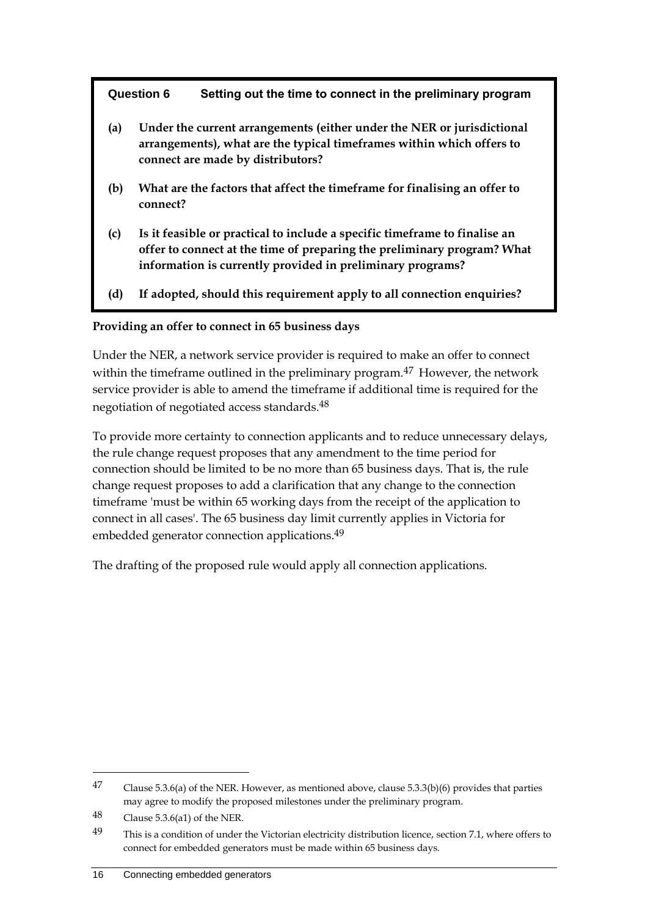**Question 6 Setting out the time to connect in the preliminary program**

**(a) Under the current arrangements (either under the NER or jurisdictional arrangements), what are the typical timeframes within which offers to connect are made by distributors?**

**(b) What are the factors that affect the timeframe for finalising an offer to connect?**

**(c) Is it feasible or practical to include a specific timeframe to finalise an offer to connect at the time of preparing the preliminary program? What information is currently provided in preliminary programs?**

**(d) If adopted, should this requirement apply to all connection enquiries?**

**Providing an offer to connect in 65 business days**

Under the NER, a network service provider is required to make an offer to connect within the timeframe outlined in the preliminary program.[47] However, the network service provider is able to amend the timeframe if additional time is required for the negotiation of negotiated access standards.[48]

To provide more certainty to connection applicants and to reduce unnecessary delays, the rule change request proposes that any amendment to the time period for connection should be limited to be no more than 65 business days. That is, the rule change request proposes to add a clarification that any change to the connection timeframe 'must be within 65 working days from the receipt of the application to connect in all cases'. The 65 business day limit currently applies in Victoria for embedded generator connection applications.[49]

The drafting of the proposed rule would apply all connection applications.

---

[47] Clause 5.3.6(a) of the NER. However, as mentioned above, clause 5.3.3(b)(6) provides that parties may agree to modify the proposed milestones under the preliminary program.

[48] Clause 5.3.6(a1) of the NER.

[49] This is a condition of under the Victorian electricity distribution licence, section 7.1, where offers to connect for embedded generators must be made within 65 business days.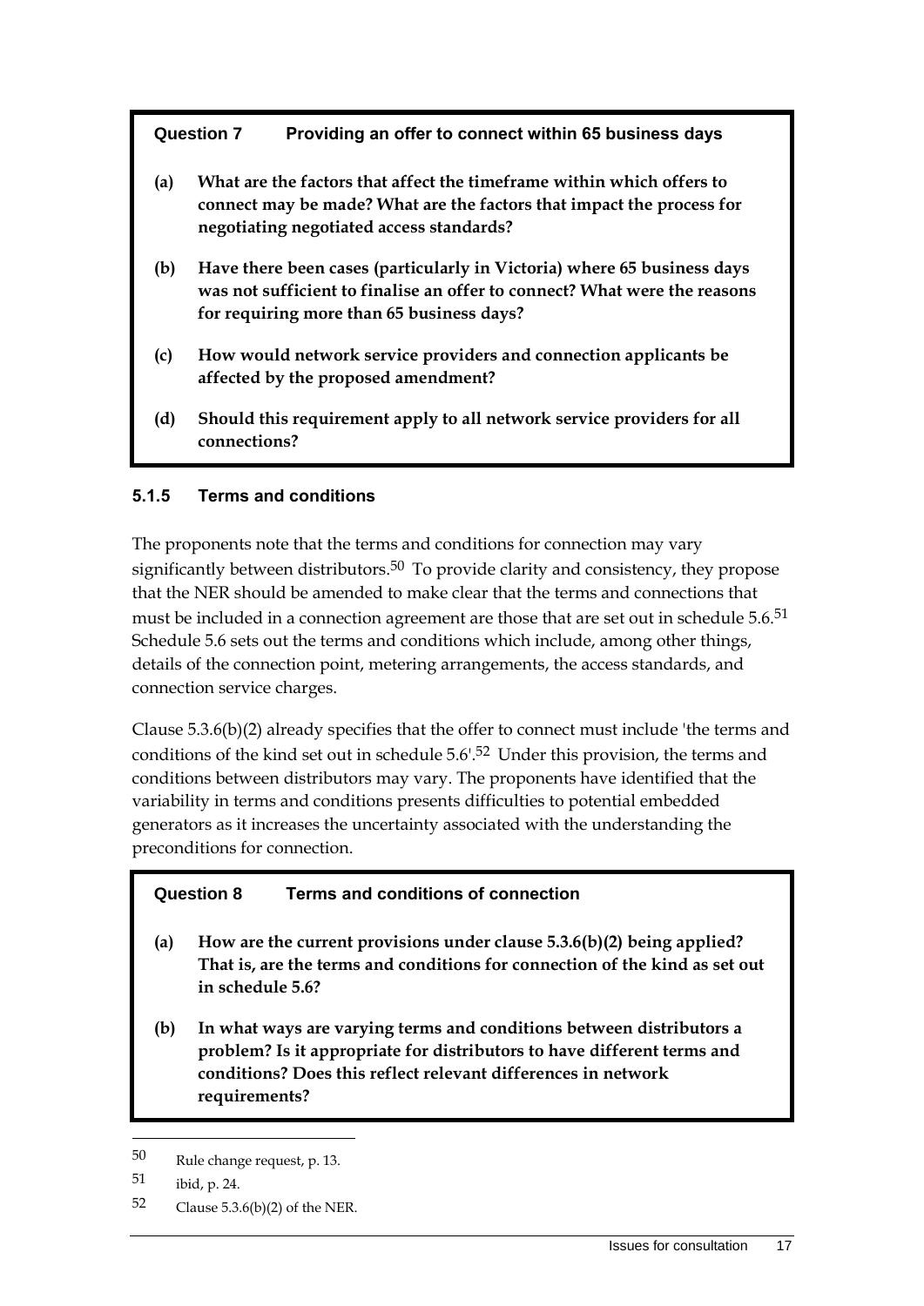**Question 7 Providing an offer to connect within 65 business days**

**(a) What are the factors that affect the timeframe within which offers to connect may be made? What are the factors that impact the process for negotiating negotiated access standards?**

**(b) Have there been cases (particularly in Victoria) where 65 business days was not sufficient to finalise an offer to connect? What were the reasons for requiring more than 65 business days?**

**(c) How would network service providers and connection applicants be affected by the proposed amendment?**

**(d) Should this requirement apply to all network service providers for all connections?**

### 5.1.5 Terms and conditions

The proponents note that the terms and conditions for connection may vary significantly between distributors.[50] To provide clarity and consistency, they propose that the NER should be amended to make clear that the terms and connections that must be included in a connection agreement are those that are set out in schedule 5.6.[51] Schedule 5.6 sets out the terms and conditions which include, among other things, details of the connection point, metering arrangements, the access standards, and connection service charges.

Clause 5.3.6(b)(2) already specifies that the offer to connect must include 'the terms and conditions of the kind set out in schedule 5.6'.[52] Under this provision, the terms and conditions between distributors may vary. The proponents have identified that the variability in terms and conditions presents difficulties to potential embedded generators as it increases the uncertainty associated with the understanding the preconditions for connection.

**Question 8 Terms and conditions of connection**

**(a) How are the current provisions under clause 5.3.6(b)(2) being applied? That is, are the terms and conditions for connection of the kind as set out in schedule 5.6?**

**(b) In what ways are varying terms and conditions between distributors a problem? Is it appropriate for distributors to have different terms and conditions? Does this reflect relevant differences in network requirements?**

---

50 Rule change request, p. 13.

51 ibid, p. 24.

52 Clause 5.3.6(b)(2) of the NER.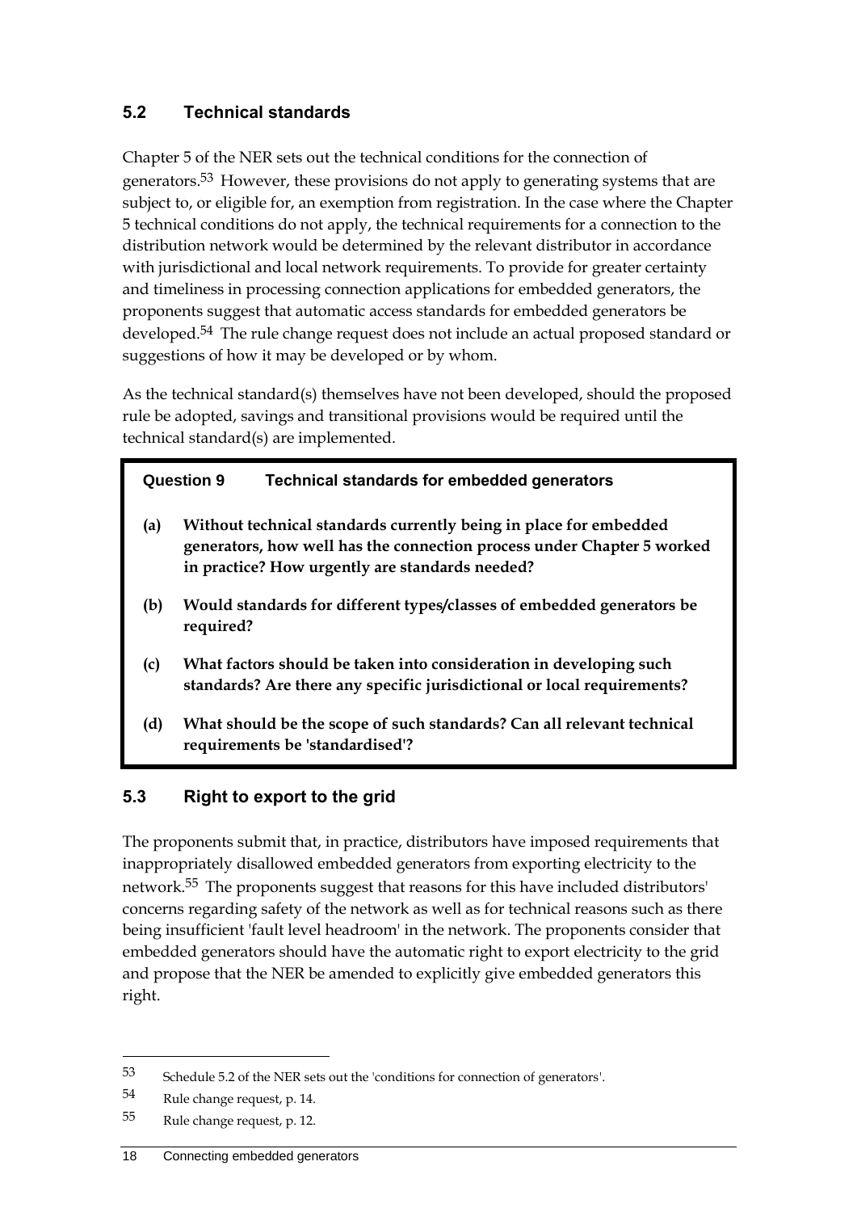## 5.2 Technical standards

Chapter 5 of the NER sets out the technical conditions for the connection of generators.[53] However, these provisions do not apply to generating systems that are subject to, or eligible for, an exemption from registration. In the case where the Chapter 5 technical conditions do not apply, the technical requirements for a connection to the distribution network would be determined by the relevant distributor in accordance with jurisdictional and local network requirements. To provide for greater certainty and timeliness in processing connection applications for embedded generators, the proponents suggest that automatic access standards for embedded generators be developed.[54] The rule change request does not include an actual proposed standard or suggestions of how it may be developed or by whom.

As the technical standard(s) themselves have not been developed, should the proposed rule be adopted, savings and transitional provisions would be required until the technical standard(s) are implemented.

> **Question 9 Technical standards for embedded generators**
>
> **(a) Without technical standards currently being in place for embedded generators, how well has the connection process under Chapter 5 worked in practice? How urgently are standards needed?**
>
> **(b) Would standards for different types/classes of embedded generators be required?**
>
> **(c) What factors should be taken into consideration in developing such standards? Are there any specific jurisdictional or local requirements?**
>
> **(d) What should be the scope of such standards? Can all relevant technical requirements be 'standardised'?**

## 5.3 Right to export to the grid

The proponents submit that, in practice, distributors have imposed requirements that inappropriately disallowed embedded generators from exporting electricity to the network.[55] The proponents suggest that reasons for this have included distributors' concerns regarding safety of the network as well as for technical reasons such as there being insufficient 'fault level headroom' in the network. The proponents consider that embedded generators should have the automatic right to export electricity to the grid and propose that the NER be amended to explicitly give embedded generators this right.

---

[53] Schedule 5.2 of the NER sets out the 'conditions for connection of generators'.

[54] Rule change request, p. 14.

[55] Rule change request, p. 12.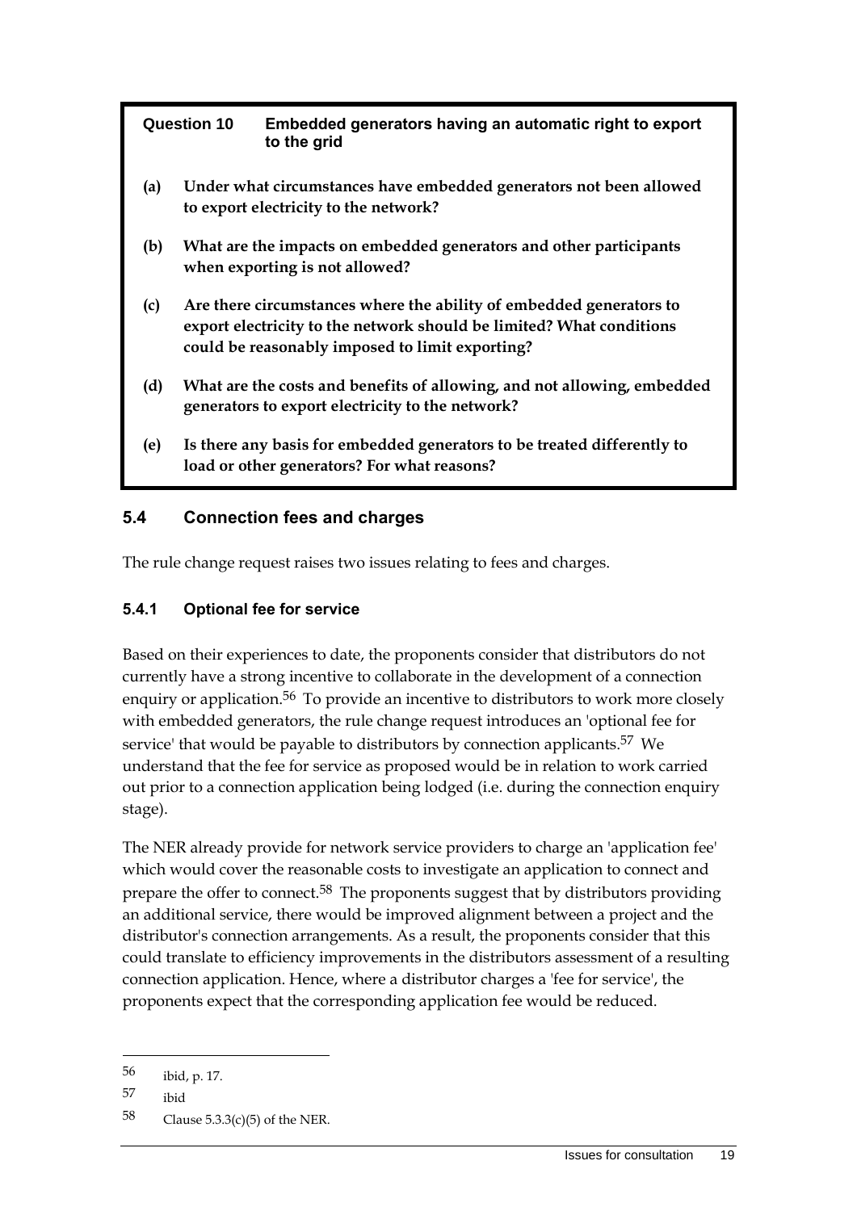**Question 10 Embedded generators having an automatic right to export to the grid**

**(a) Under what circumstances have embedded generators not been allowed to export electricity to the network?**

**(b) What are the impacts on embedded generators and other participants when exporting is not allowed?**

**(c) Are there circumstances where the ability of embedded generators to export electricity to the network should be limited? What conditions could be reasonably imposed to limit exporting?**

**(d) What are the costs and benefits of allowing, and not allowing, embedded generators to export electricity to the network?**

**(e) Is there any basis for embedded generators to be treated differently to load or other generators? For what reasons?**

## 5.4 Connection fees and charges

The rule change request raises two issues relating to fees and charges.

### 5.4.1 Optional fee for service

Based on their experiences to date, the proponents consider that distributors do not currently have a strong incentive to collaborate in the development of a connection enquiry or application.[56] To provide an incentive to distributors to work more closely with embedded generators, the rule change request introduces an 'optional fee for service' that would be payable to distributors by connection applicants.[57] We understand that the fee for service as proposed would be in relation to work carried out prior to a connection application being lodged (i.e. during the connection enquiry stage).

The NER already provide for network service providers to charge an 'application fee' which would cover the reasonable costs to investigate an application to connect and prepare the offer to connect.[58] The proponents suggest that by distributors providing an additional service, there would be improved alignment between a project and the distributor's connection arrangements. As a result, the proponents consider that this could translate to efficiency improvements in the distributors assessment of a resulting connection application. Hence, where a distributor charges a 'fee for service', the proponents expect that the corresponding application fee would be reduced.

---

56 ibid, p. 17.

57 ibid

58 Clause 5.3.3(c)(5) of the NER.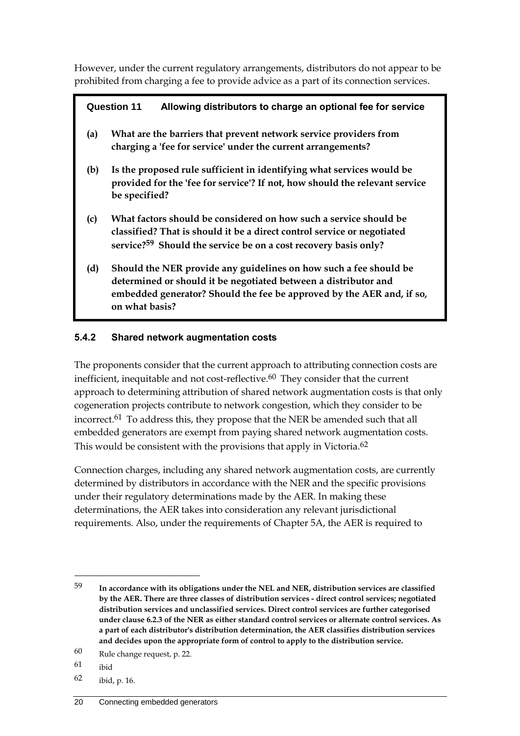However, under the current regulatory arrangements, distributors do not appear to be prohibited from charging a fee to provide advice as a part of its connection services.

> **Question 11 Allowing distributors to charge an optional fee for service**
>
> **(a) What are the barriers that prevent network service providers from charging a 'fee for service' under the current arrangements?**
>
> **(b) Is the proposed rule sufficient in identifying what services would be provided for the 'fee for service'? If not, how should the relevant service be specified?**
>
> **(c) What factors should be considered on how such a service should be classified? That is should it be a direct control service or negotiated service?[59] Should the service be on a cost recovery basis only?**
>
> **(d) Should the NER provide any guidelines on how such a fee should be determined or should it be negotiated between a distributor and embedded generator? Should the fee be approved by the AER and, if so, on what basis?**

### 5.4.2 Shared network augmentation costs

The proponents consider that the current approach to attributing connection costs are inefficient, inequitable and not cost-reflective.[60] They consider that the current approach to determining attribution of shared network augmentation costs is that only cogeneration projects contribute to network congestion, which they consider to be incorrect.[61] To address this, they propose that the NER be amended such that all embedded generators are exempt from paying shared network augmentation costs. This would be consistent with the provisions that apply in Victoria.[62]

Connection charges, including any shared network augmentation costs, are currently determined by distributors in accordance with the NER and the specific provisions under their regulatory determinations made by the AER. In making these determinations, the AER takes into consideration any relevant jurisdictional requirements. Also, under the requirements of Chapter 5A, the AER is required to

---

[59] **In accordance with its obligations under the NEL and NER, distribution services are classified by the AER. There are three classes of distribution services - direct control services; negotiated distribution services and unclassified services. Direct control services are further categorised under clause 6.2.3 of the NER as either standard control services or alternate control services. As a part of each distributor's distribution determination, the AER classifies distribution services and decides upon the appropriate form of control to apply to the distribution service.**

[60] Rule change request, p. 22.

[61] ibid

[62] ibid, p. 16.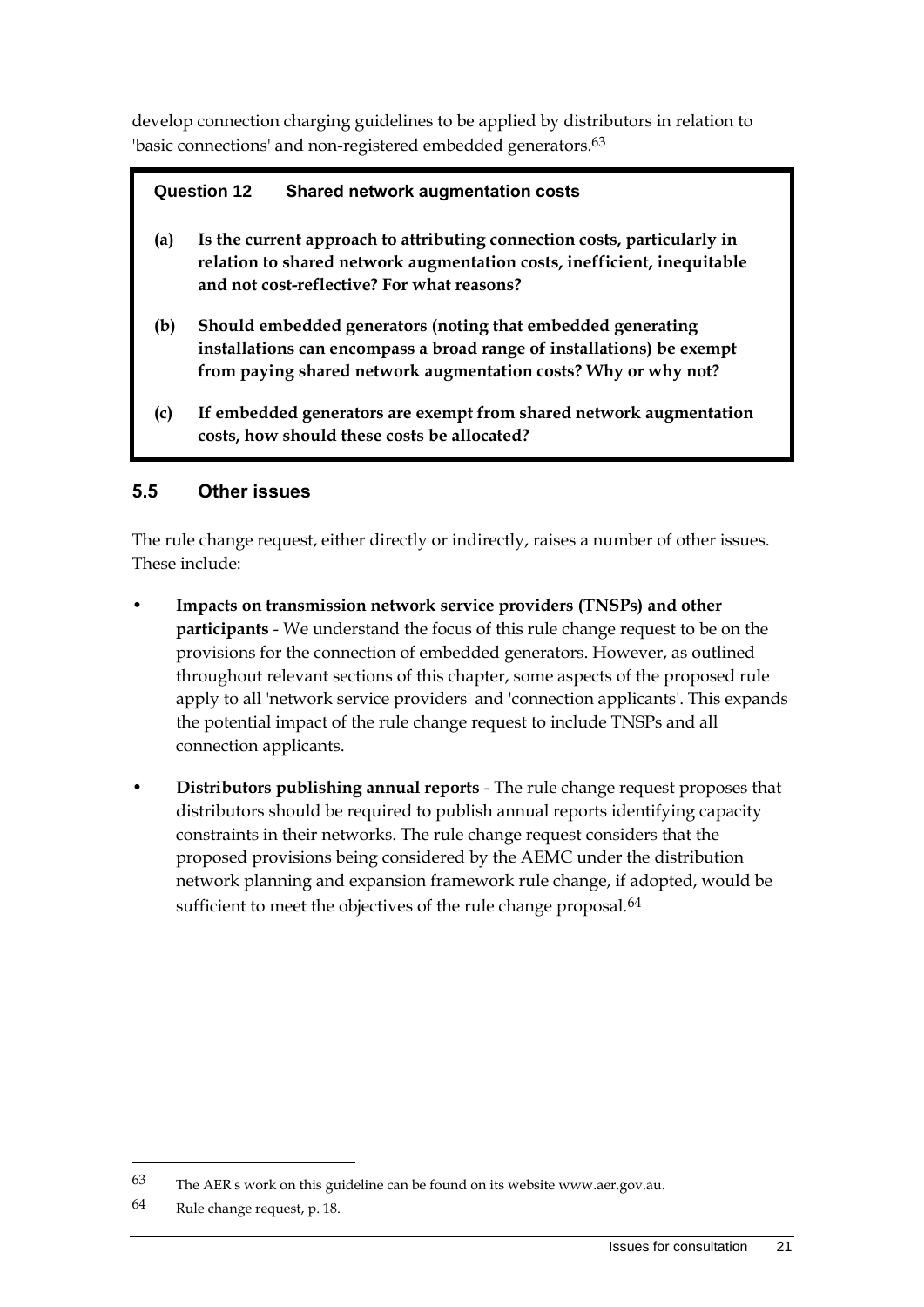develop connection charging guidelines to be applied by distributors in relation to 'basic connections' and non-registered embedded generators.[63]

> **Question 12 Shared network augmentation costs**
>
> **(a) Is the current approach to attributing connection costs, particularly in relation to shared network augmentation costs, inefficient, inequitable and not cost-reflective? For what reasons?**
>
> **(b) Should embedded generators (noting that embedded generating installations can encompass a broad range of installations) be exempt from paying shared network augmentation costs? Why or why not?**
>
> **(c) If embedded generators are exempt from shared network augmentation costs, how should these costs be allocated?**

## 5.5 Other issues

The rule change request, either directly or indirectly, raises a number of other issues. These include:

- **Impacts on transmission network service providers (TNSPs) and other participants** - We understand the focus of this rule change request to be on the provisions for the connection of embedded generators. However, as outlined throughout relevant sections of this chapter, some aspects of the proposed rule apply to all 'network service providers' and 'connection applicants'. This expands the potential impact of the rule change request to include TNSPs and all connection applicants.
- **Distributors publishing annual reports** - The rule change request proposes that distributors should be required to publish annual reports identifying capacity constraints in their networks. The rule change request considers that the proposed provisions being considered by the AEMC under the distribution network planning and expansion framework rule change, if adopted, would be sufficient to meet the objectives of the rule change proposal.[64]

---

63 The AER's work on this guideline can be found on its website www.aer.gov.au.

64 Rule change request, p. 18.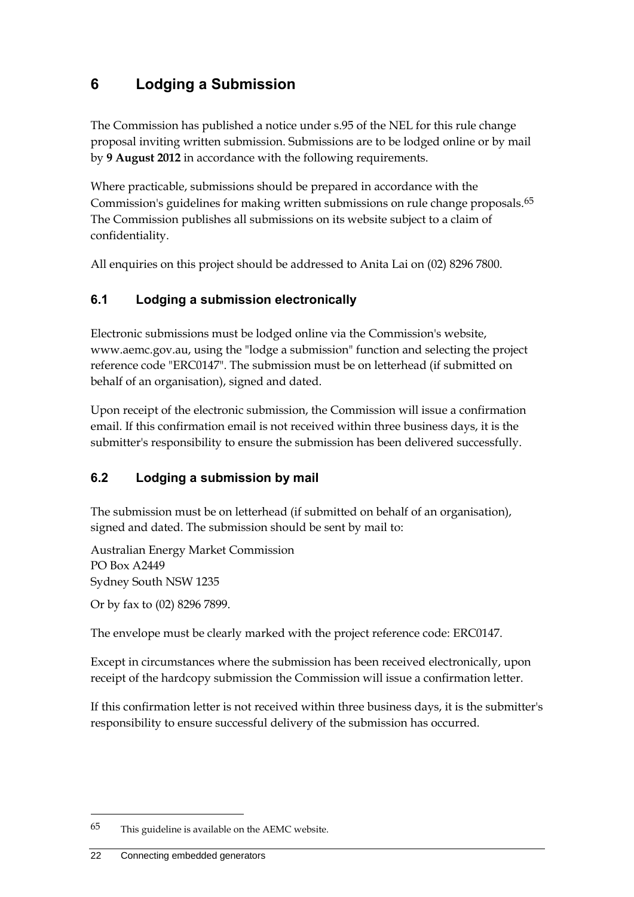# 6 Lodging a Submission

The Commission has published a notice under s.95 of the NEL for this rule change proposal inviting written submission. Submissions are to be lodged online or by mail by **9 August 2012** in accordance with the following requirements.

Where practicable, submissions should be prepared in accordance with the Commission's guidelines for making written submissions on rule change proposals.[65] The Commission publishes all submissions on its website subject to a claim of confidentiality.

All enquiries on this project should be addressed to Anita Lai on (02) 8296 7800.

## 6.1 Lodging a submission electronically

Electronic submissions must be lodged online via the Commission's website, www.aemc.gov.au, using the "lodge a submission" function and selecting the project reference code "ERC0147". The submission must be on letterhead (if submitted on behalf of an organisation), signed and dated.

Upon receipt of the electronic submission, the Commission will issue a confirmation email. If this confirmation email is not received within three business days, it is the submitter's responsibility to ensure the submission has been delivered successfully.

## 6.2 Lodging a submission by mail

The submission must be on letterhead (if submitted on behalf of an organisation), signed and dated. The submission should be sent by mail to:

Australian Energy Market Commission
PO Box A2449
Sydney South NSW 1235

Or by fax to (02) 8296 7899.

The envelope must be clearly marked with the project reference code: ERC0147.

Except in circumstances where the submission has been received electronically, upon receipt of the hardcopy submission the Commission will issue a confirmation letter.

If this confirmation letter is not received within three business days, it is the submitter's responsibility to ensure successful delivery of the submission has occurred.

---

[65] This guideline is available on the AEMC website.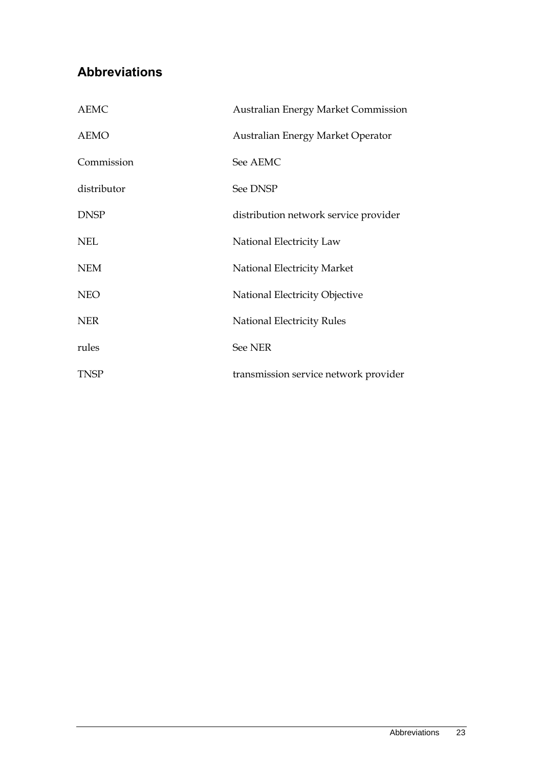## Abbreviations

| | |
|---|---|
| AEMC | Australian Energy Market Commission |
| AEMO | Australian Energy Market Operator |
| Commission | See AEMC |
| distributor | See DNSP |
| DNSP | distribution network service provider |
| NEL | National Electricity Law |
| NEM | National Electricity Market |
| NEO | National Electricity Objective |
| NER | National Electricity Rules |
| rules | See NER |
| TNSP | transmission service network provider |